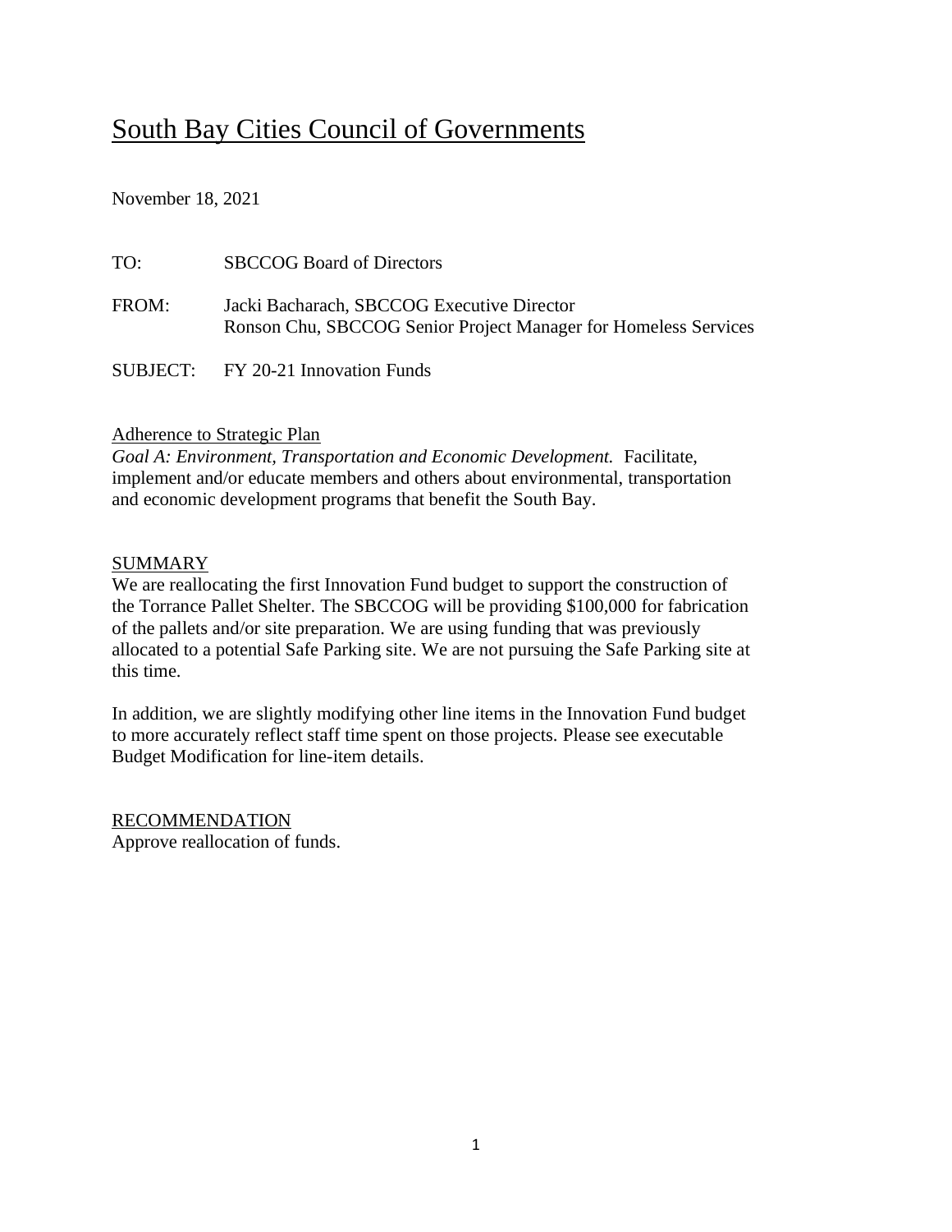# South Bay Cities Council of Governments

November 18, 2021

TO: SBCCOG Board of Directors

FROM: Jacki Bacharach, SBCCOG Executive Director
Ronson Chu, SBCCOG Senior Project Manager for Homeless Services

SUBJECT: FY 20-21 Innovation Funds

## Adherence to Strategic Plan

*Goal A: Environment, Transportation and Economic Development.* Facilitate, implement and/or educate members and others about environmental, transportation and economic development programs that benefit the South Bay.

## SUMMARY

We are reallocating the first Innovation Fund budget to support the construction of the Torrance Pallet Shelter. The SBCCOG will be providing $100,000 for fabrication of the pallets and/or site preparation. We are using funding that was previously allocated to a potential Safe Parking site. We are not pursuing the Safe Parking site at this time.

In addition, we are slightly modifying other line items in the Innovation Fund budget to more accurately reflect staff time spent on those projects. Please see executable Budget Modification for line-item details.

## RECOMMENDATION

Approve reallocation of funds.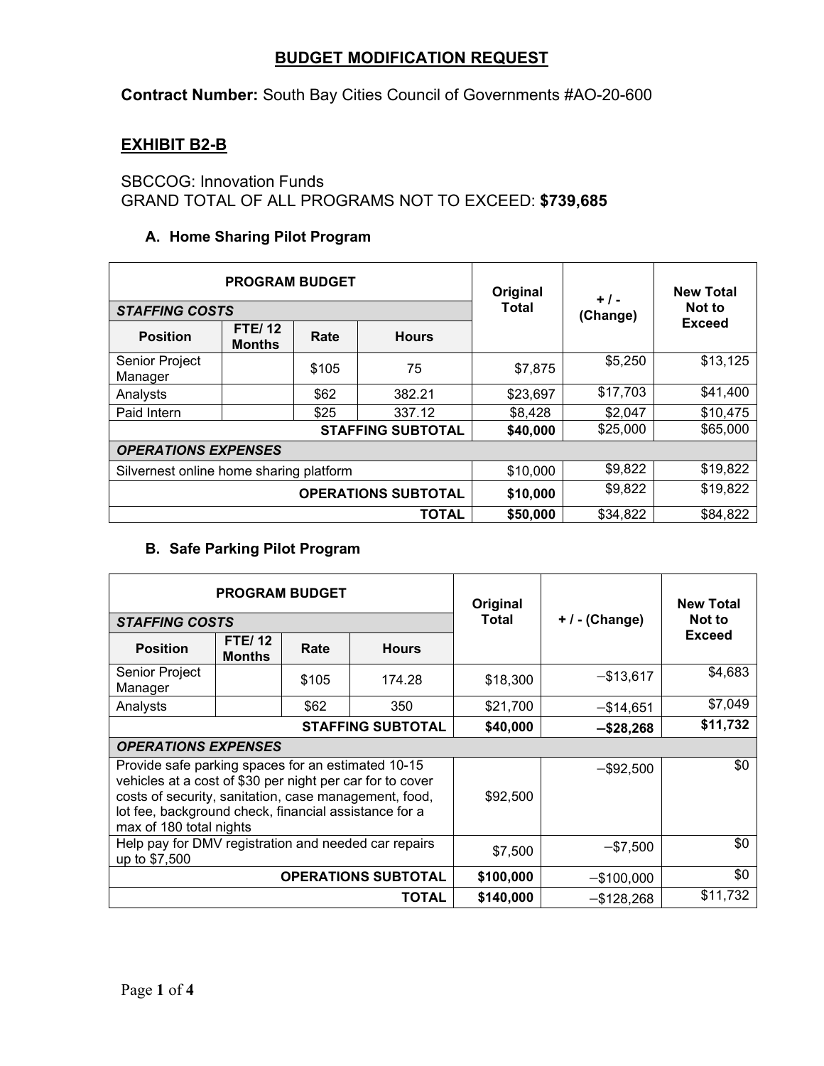# BUDGET MODIFICATION REQUEST

**Contract Number:** South Bay Cities Council of Governments #AO-20-600

## EXHIBIT B2-B

SBCCOG: Innovation Funds
GRAND TOTAL OF ALL PROGRAMS NOT TO EXCEED: **$739,685**

### A. Home Sharing Pilot Program

| PROGRAM BUDGET | | | | Original Total | + / - (Change) | New Total Not to Exceed |
|---|---|---|---|---|---|---|
| ***STAFFING COSTS*** | | | | | | |
| **Position** | **FTE/ 12 Months** | **Rate** | **Hours** | | | |
| Senior Project Manager | | $105 | 75 | $7,875 | $5,250 | $13,125 |
| Analysts | | $62 | 382.21 | $23,697 | $17,703 | $41,400 |
| Paid Intern | | $25 | 337.12 | $8,428 | $2,047 | $10,475 |
| | | | **STAFFING SUBTOTAL** | **$40,000** | $25,000 | $65,000 |
| ***OPERATIONS EXPENSES*** | | | | | | |
| Silvernest online home sharing platform | | | | $10,000 | $9,822 | $19,822 |
| | | | **OPERATIONS SUBTOTAL** | **$10,000** | $9,822 | $19,822 |
| | | | **TOTAL** | **$50,000** | $34,822 | $84,822 |

### B. Safe Parking Pilot Program

| PROGRAM BUDGET | | | | Original Total | + / - (Change) | New Total Not to Exceed |
|---|---|---|---|---|---|---|
| ***STAFFING COSTS*** | | | | | | |
| **Position** | **FTE/ 12 Months** | **Rate** | **Hours** | | | |
| Senior Project Manager | | $105 | 174.28 | $18,300 | −$13,617 | $4,683 |
| Analysts | | $62 | 350 | $21,700 | −$14,651 | $7,049 |
| | | | **STAFFING SUBTOTAL** | **$40,000** | **−$28,268** | **$11,732** |
| ***OPERATIONS EXPENSES*** | | | | | | |
| Provide safe parking spaces for an estimated 10-15 vehicles at a cost of $30 per night per car for to cover costs of security, sanitation, case management, food, lot fee, background check, financial assistance for a max of 180 total nights | | | | $92,500 | −$92,500 | $0 |
| Help pay for DMV registration and needed car repairs up to $7,500 | | | | $7,500 | −$7,500 | $0 |
| | | | **OPERATIONS SUBTOTAL** | **$100,000** | −$100,000 | $0 |
| | | | **TOTAL** | **$140,000** | −$128,268 | $11,732 |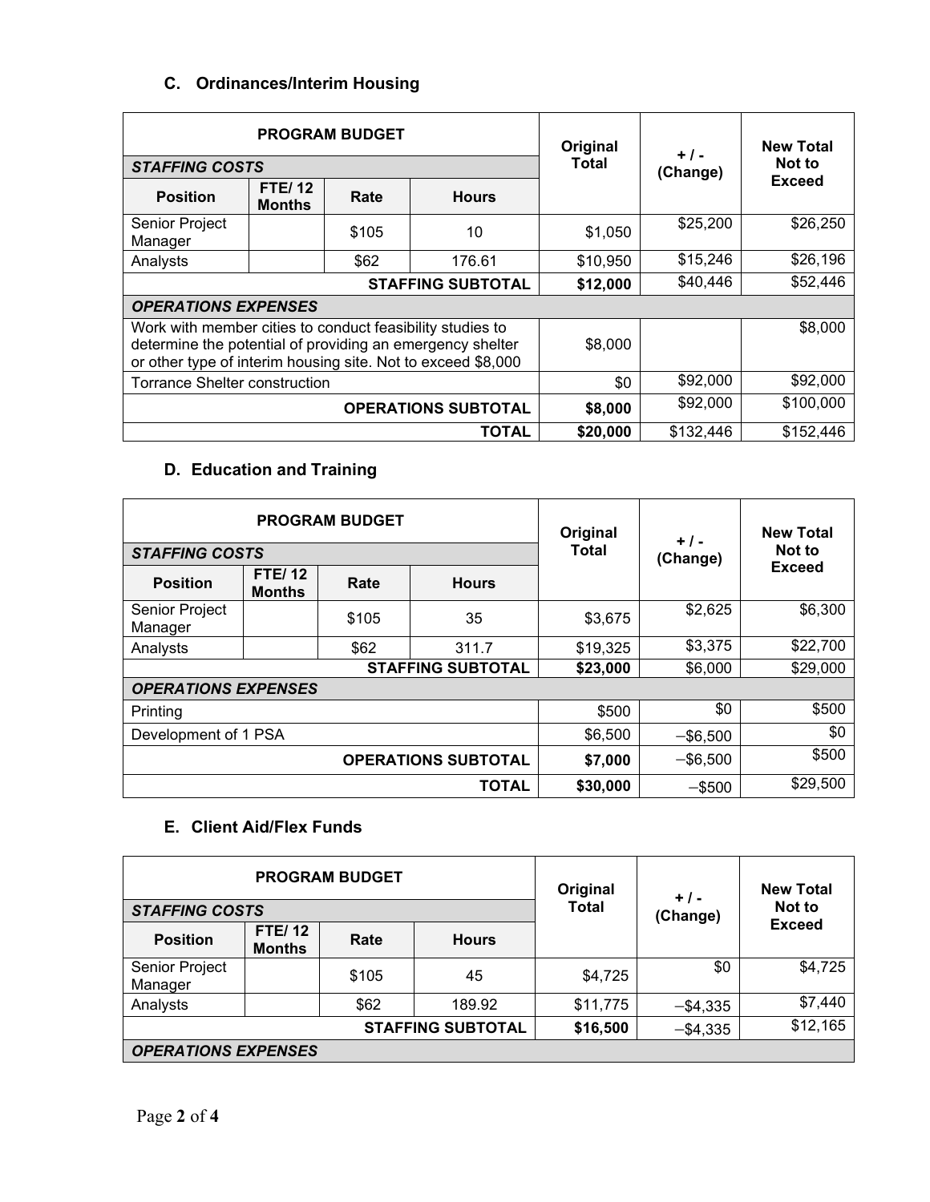## C. Ordinances/Interim Housing

| PROGRAM BUDGET | | | | Original Total | + / - (Change) | New Total Not to Exceed |
|---|---|---|---|---|---|---|
| ***STAFFING COSTS*** | | | | | | |
| **Position** | **FTE/ 12 Months** | **Rate** | **Hours** | | | |
| Senior Project Manager | | $105 | 10 | $1,050 | $25,200 | $26,250 |
| Analysts | | $62 | 176.61 | $10,950 | $15,246 | $26,196 |
| | | | **STAFFING SUBTOTAL** | **$12,000** | $40,446 | $52,446 |
| ***OPERATIONS EXPENSES*** | | | | | | |
| Work with member cities to conduct feasibility studies to determine the potential of providing an emergency shelter or other type of interim housing site. Not to exceed $8,000 | | | | $8,000 | | $8,000 |
| Torrance Shelter construction | | | | $0 | $92,000 | $92,000 |
| | | | **OPERATIONS SUBTOTAL** | **$8,000** | $92,000 | $100,000 |
| | | | **TOTAL** | **$20,000** | $132,446 | $152,446 |

## D. Education and Training

| PROGRAM BUDGET | | | | Original Total | + / - (Change) | New Total Not to Exceed |
|---|---|---|---|---|---|---|
| ***STAFFING COSTS*** | | | | | | |
| **Position** | **FTE/ 12 Months** | **Rate** | **Hours** | | | |
| Senior Project Manager | | $105 | 35 | $3,675 | $2,625 | $6,300 |
| Analysts | | $62 | 311.7 | $19,325 | $3,375 | $22,700 |
| | | | **STAFFING SUBTOTAL** | **$23,000** | $6,000 | $29,000 |
| ***OPERATIONS EXPENSES*** | | | | | | |
| Printing | | | | $500 | $0 | $500 |
| Development of 1 PSA | | | | $6,500 | −$6,500 | $0 |
| | | | **OPERATIONS SUBTOTAL** | **$7,000** | −$6,500 | $500 |
| | | | **TOTAL** | **$30,000** | −$500 | $29,500 |

## E. Client Aid/Flex Funds

| PROGRAM BUDGET | | | | Original Total | + / - (Change) | New Total Not to Exceed |
|---|---|---|---|---|---|---|
| ***STAFFING COSTS*** | | | | | | |
| **Position** | **FTE/ 12 Months** | **Rate** | **Hours** | | | |
| Senior Project Manager | | $105 | 45 | $4,725 | $0 | $4,725 |
| Analysts | | $62 | 189.92 | $11,775 | −$4,335 | $7,440 |
| | | | **STAFFING SUBTOTAL** | **$16,500** | −$4,335 | $12,165 |
| ***OPERATIONS EXPENSES*** | | | | | | |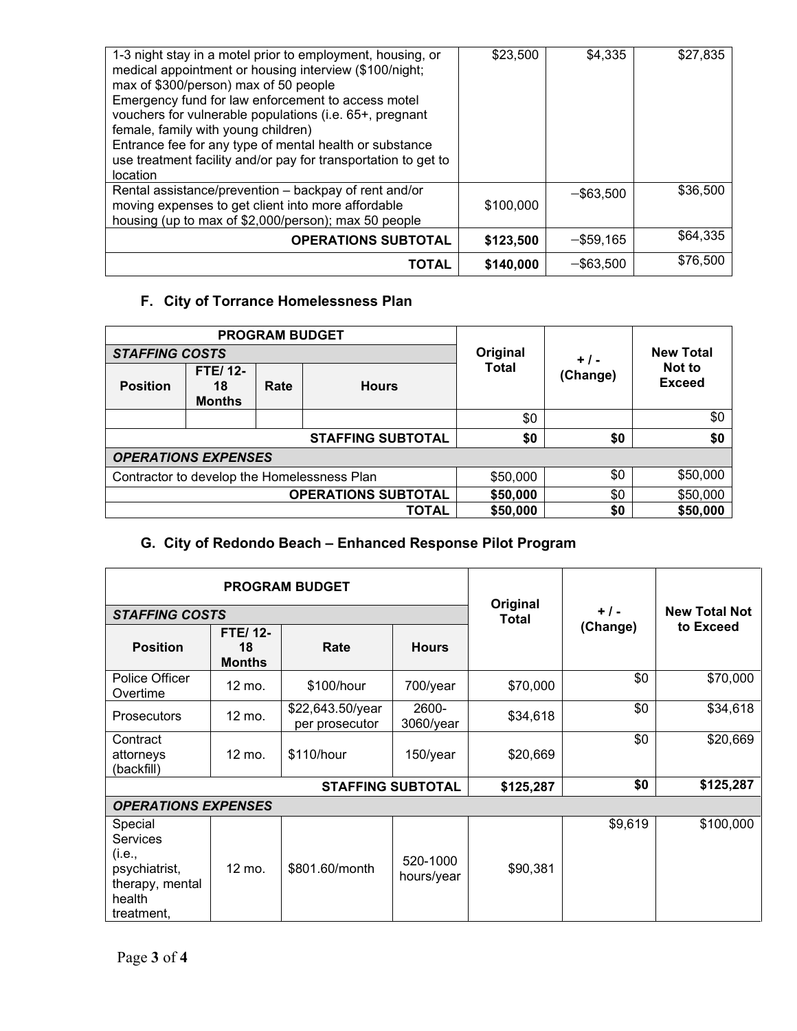| | Original Total | + / - (Change) | New Total Not to Exceed |
|---|---|---|---|
| 1-3 night stay in a motel prior to employment, housing, or medical appointment or housing interview ($100/night; max of $300/person) max of 50 people<br>Emergency fund for law enforcement to access motel vouchers for vulnerable populations (i.e. 65+, pregnant female, family with young children)<br>Entrance fee for any type of mental health or substance use treatment facility and/or pay for transportation to get to location | $23,500 | $4,335 | $27,835 |
| Rental assistance/prevention – backpay of rent and/or moving expenses to get client into more affordable housing (up to max of $2,000/person); max 50 people | $100,000 | −$63,500 | $36,500 |
| **OPERATIONS SUBTOTAL** | **$123,500** | −$59,165 | $64,335 |
| **TOTAL** | **$140,000** | −$63,500 | $76,500 |

### F. City of Torrance Homelessness Plan

| **PROGRAM BUDGET** | | | | Original Total | + / - (Change) | New Total Not to Exceed |
|---|---|---|---|---|---|---|
| ***STAFFING COSTS*** | | | | | | |
| **Position** | **FTE/ 12-18 Months** | **Rate** | **Hours** | | | |
| | | | | $0 | | $0 |
| **STAFFING SUBTOTAL** | | | | **$0** | **$0** | **$0** |
| ***OPERATIONS EXPENSES*** | | | | | | |
| Contractor to develop the Homelessness Plan | | | | $50,000 | $0 | $50,000 |
| **OPERATIONS SUBTOTAL** | | | | **$50,000** | $0 | $50,000 |
| **TOTAL** | | | | **$50,000** | **$0** | **$50,000** |

### G. City of Redondo Beach – Enhanced Response Pilot Program

| **PROGRAM BUDGET** | | | | Original Total | + / - (Change) | New Total Not to Exceed |
|---|---|---|---|---|---|---|
| ***STAFFING COSTS*** | | | | | | |
| **Position** | **FTE/ 12-18 Months** | **Rate** | **Hours** | | | |
| Police Officer Overtime | 12 mo. | $100/hour | 700/year | $70,000 | $0 | $70,000 |
| Prosecutors | 12 mo. | $22,643.50/year per prosecutor | 2600-3060/year | $34,618 | $0 | $34,618 |
| Contract attorneys (backfill) | 12 mo. | $110/hour | 150/year | $20,669 | $0 | $20,669 |
| **STAFFING SUBTOTAL** | | | | **$125,287** | **$0** | **$125,287** |
| ***OPERATIONS EXPENSES*** | | | | | | |
| Special Services (i.e., psychiatrist, therapy, mental health treatment, | 12 mo. | $801.60/month | 520-1000 hours/year | $90,381 | $9,619 | $100,000 |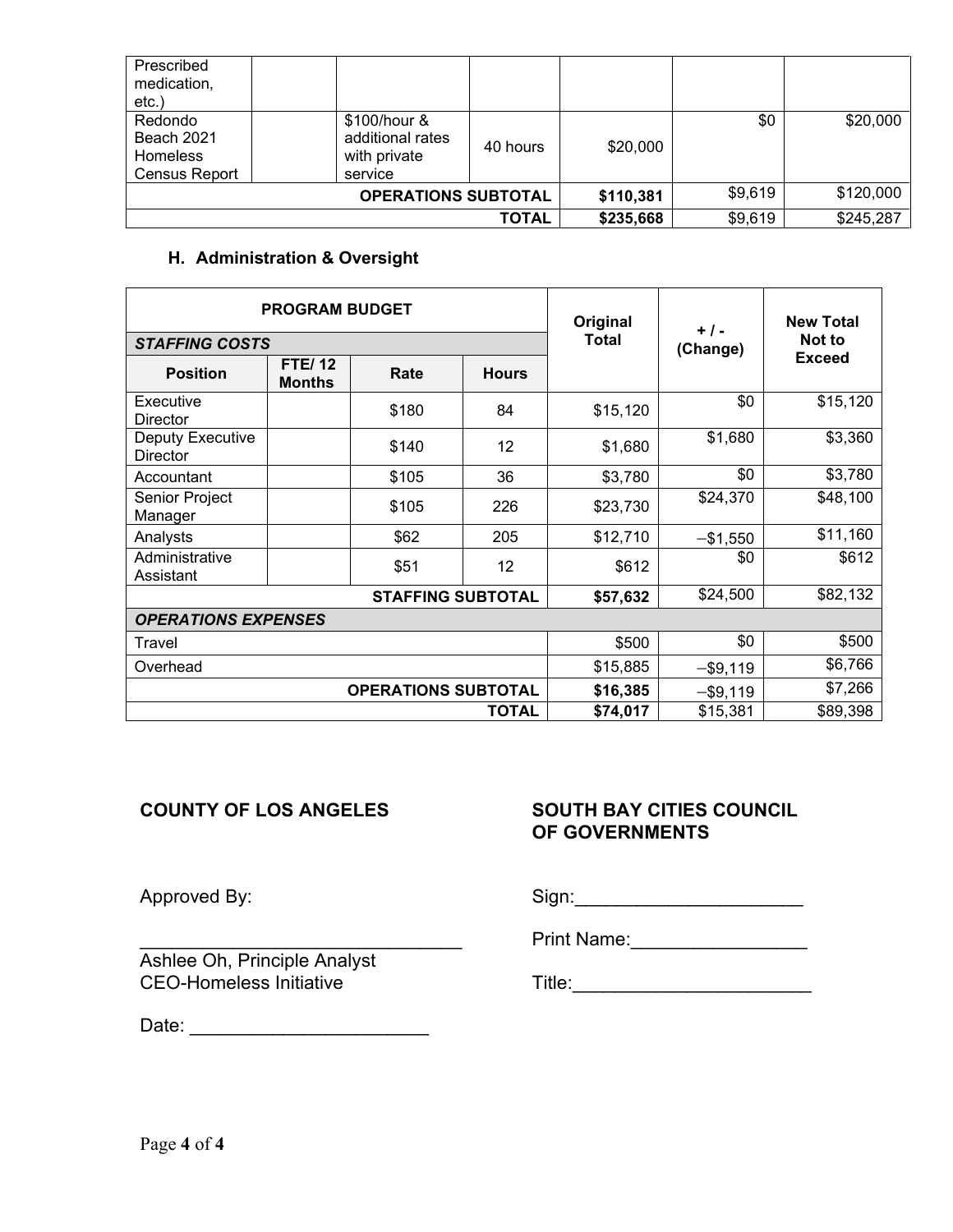| | | | | | | |
|---|---|---|---|---|---|---|
| Prescribed medication, etc.) | | | | | | |
| Redondo Beach 2021 Homeless Census Report | | $100/hour & additional rates with private service | 40 hours | $20,000 | $0 | $20,000 |
| **OPERATIONS SUBTOTAL** | | | | **$110,381** | $9,619 | $120,000 |
| **TOTAL** | | | | **$235,668** | $9,619 | $245,287 |

### H. Administration & Oversight

| **PROGRAM BUDGET** | | | | **Original Total** | **+ / - (Change)** | **New Total Not to Exceed** |
|---|---|---|---|---|---|---|
| ***STAFFING COSTS*** | | | | | | |
| **Position** | **FTE/ 12 Months** | **Rate** | **Hours** | | | |
| Executive Director | | $180 | 84 | $15,120 | $0 | $15,120 |
| Deputy Executive Director | | $140 | 12 | $1,680 | $1,680 | $3,360 |
| Accountant | | $105 | 36 | $3,780 | $0 | $3,780 |
| Senior Project Manager | | $105 | 226 | $23,730 | $24,370 | $48,100 |
| Analysts | | $62 | 205 | $12,710 | −$1,550 | $11,160 |
| Administrative Assistant | | $51 | 12 | $612 | $0 | $612 |
| **STAFFING SUBTOTAL** | | | | **$57,632** | $24,500 | $82,132 |
| ***OPERATIONS EXPENSES*** | | | | | | |
| Travel | | | | $500 | $0 | $500 |
| Overhead | | | | $15,885 | −$9,119 | $6,766 |
| **OPERATIONS SUBTOTAL** | | | | **$16,385** | −$9,119 | $7,266 |
| **TOTAL** | | | | **$74,017** | $15,381 | $89,398 |

**COUNTY OF LOS ANGELES**

Approved By:

_______________________________

Ashlee Oh, Principle Analyst
CEO-Homeless Initiative

Date: ______________________

**SOUTH BAY CITIES COUNCIL OF GOVERNMENTS**

Sign:_____________________

Print Name:________________

Title:______________________